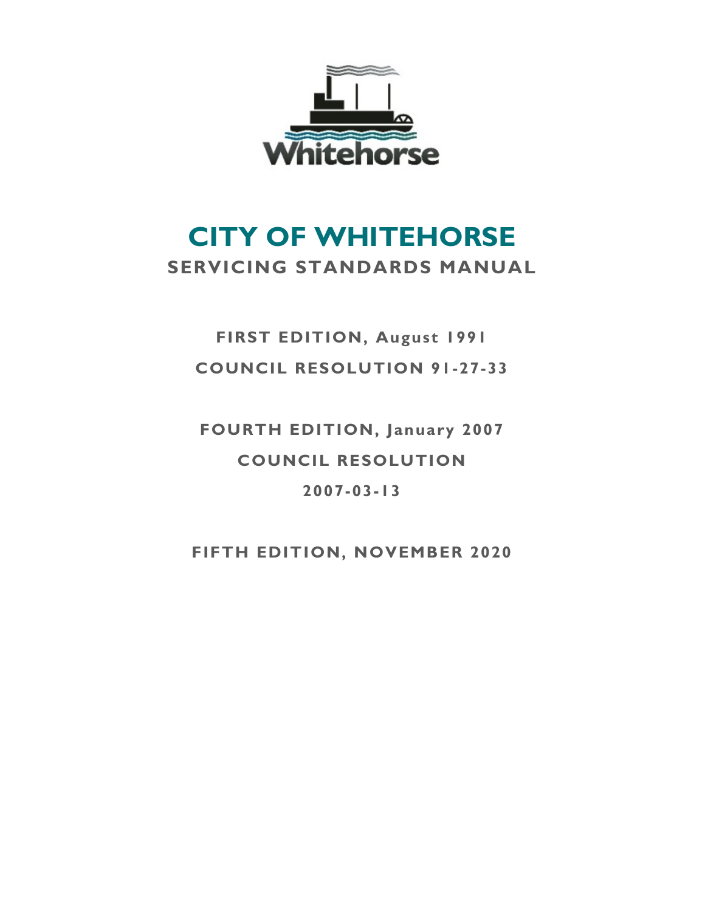Whitehorse

# CITY OF WHITEHORSE

## SERVICING STANDARDS MANUAL

**FIRST EDITION, August 1991**

**COUNCIL RESOLUTION 91-27-33**

**FOURTH EDITION, January 2007**

**COUNCIL RESOLUTION**

**2007-03-13**

**FIFTH EDITION, NOVEMBER 2020**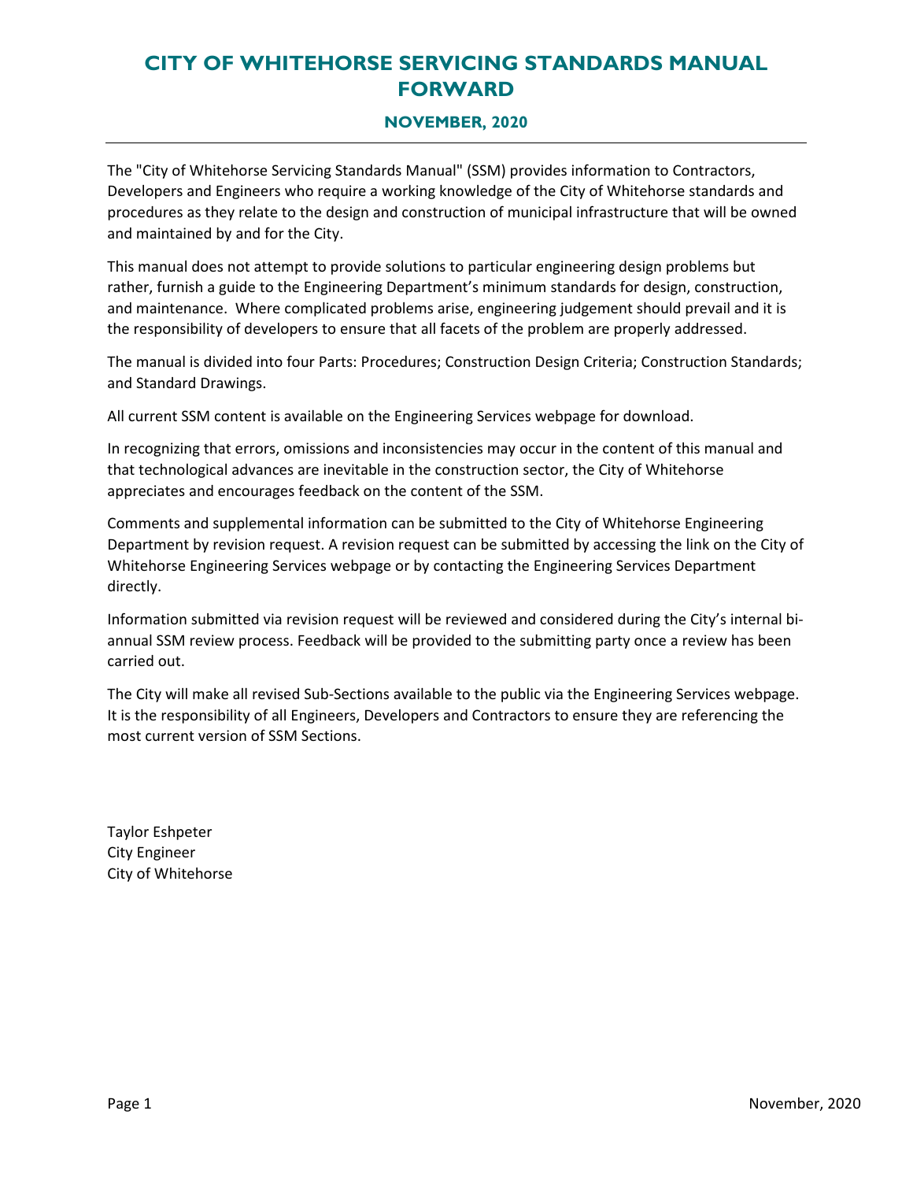# CITY OF WHITEHORSE SERVICING STANDARDS MANUAL FORWARD

## NOVEMBER, 2020

The "City of Whitehorse Servicing Standards Manual" (SSM) provides information to Contractors, Developers and Engineers who require a working knowledge of the City of Whitehorse standards and procedures as they relate to the design and construction of municipal infrastructure that will be owned and maintained by and for the City.

This manual does not attempt to provide solutions to particular engineering design problems but rather, furnish a guide to the Engineering Department's minimum standards for design, construction, and maintenance. Where complicated problems arise, engineering judgement should prevail and it is the responsibility of developers to ensure that all facets of the problem are properly addressed.

The manual is divided into four Parts: Procedures; Construction Design Criteria; Construction Standards; and Standard Drawings.

All current SSM content is available on the Engineering Services webpage for download.

In recognizing that errors, omissions and inconsistencies may occur in the content of this manual and that technological advances are inevitable in the construction sector, the City of Whitehorse appreciates and encourages feedback on the content of the SSM.

Comments and supplemental information can be submitted to the City of Whitehorse Engineering Department by revision request. A revision request can be submitted by accessing the link on the City of Whitehorse Engineering Services webpage or by contacting the Engineering Services Department directly.

Information submitted via revision request will be reviewed and considered during the City's internal bi-annual SSM review process. Feedback will be provided to the submitting party once a review has been carried out.

The City will make all revised Sub-Sections available to the public via the Engineering Services webpage. It is the responsibility of all Engineers, Developers and Contractors to ensure they are referencing the most current version of SSM Sections.

Taylor Eshpeter
City Engineer
City of Whitehorse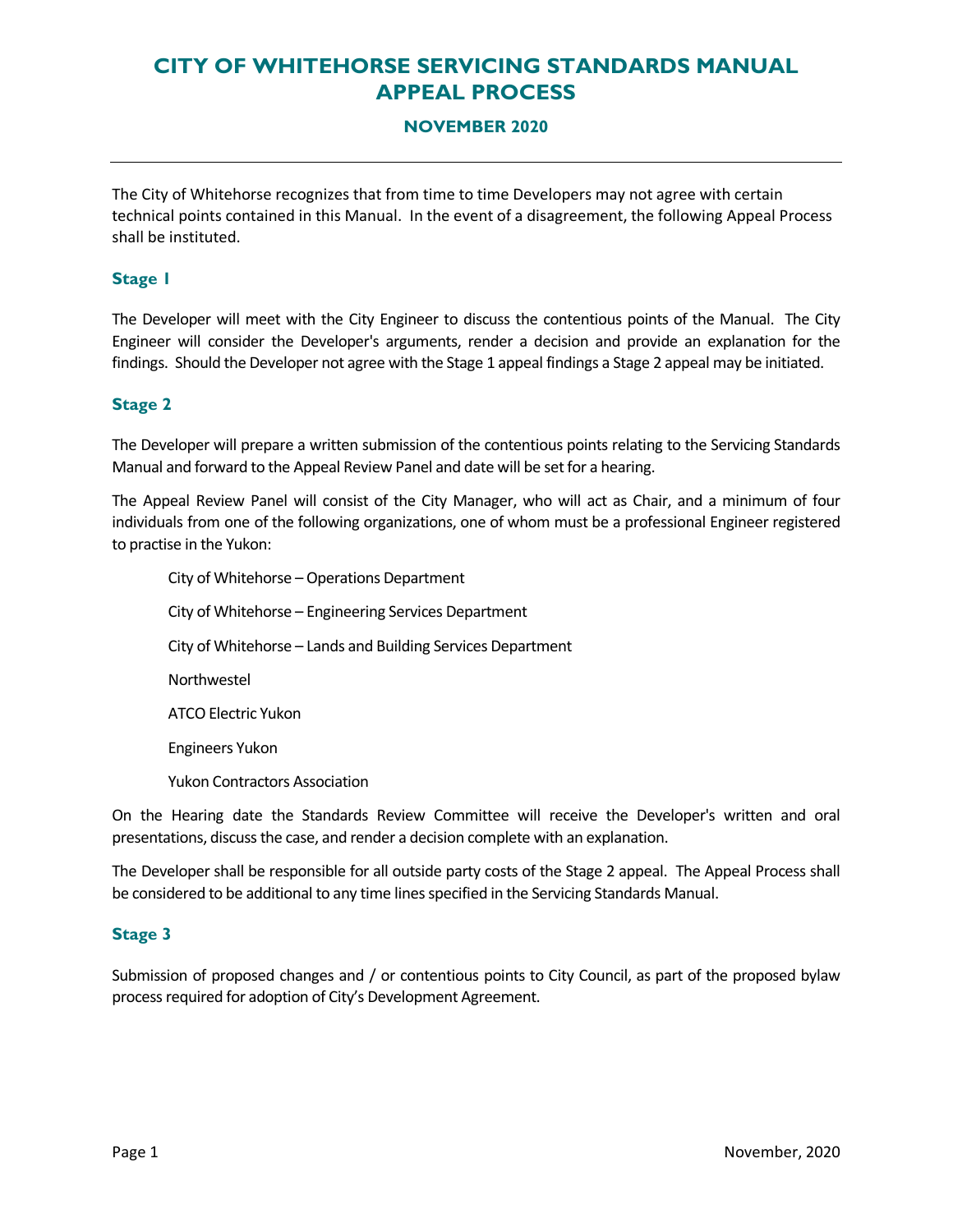# CITY OF WHITEHORSE SERVICING STANDARDS MANUAL APPEAL PROCESS

### NOVEMBER 2020

---

The City of Whitehorse recognizes that from time to time Developers may not agree with certain technical points contained in this Manual. In the event of a disagreement, the following Appeal Process shall be instituted.

## Stage I

The Developer will meet with the City Engineer to discuss the contentious points of the Manual. The City Engineer will consider the Developer's arguments, render a decision and provide an explanation for the findings. Should the Developer not agree with the Stage 1 appeal findings a Stage 2 appeal may be initiated.

## Stage 2

The Developer will prepare a written submission of the contentious points relating to the Servicing Standards Manual and forward to the Appeal Review Panel and date will be set for a hearing.

The Appeal Review Panel will consist of the City Manager, who will act as Chair, and a minimum of four individuals from one of the following organizations, one of whom must be a professional Engineer registered to practise in the Yukon:

- City of Whitehorse – Operations Department
- City of Whitehorse – Engineering Services Department
- City of Whitehorse – Lands and Building Services Department
- Northwestel
- ATCO Electric Yukon
- Engineers Yukon
- Yukon Contractors Association

On the Hearing date the Standards Review Committee will receive the Developer's written and oral presentations, discuss the case, and render a decision complete with an explanation.

The Developer shall be responsible for all outside party costs of the Stage 2 appeal. The Appeal Process shall be considered to be additional to any time lines specified in the Servicing Standards Manual.

## Stage 3

Submission of proposed changes and / or contentious points to City Council, as part of the proposed bylaw process required for adoption of City's Development Agreement.